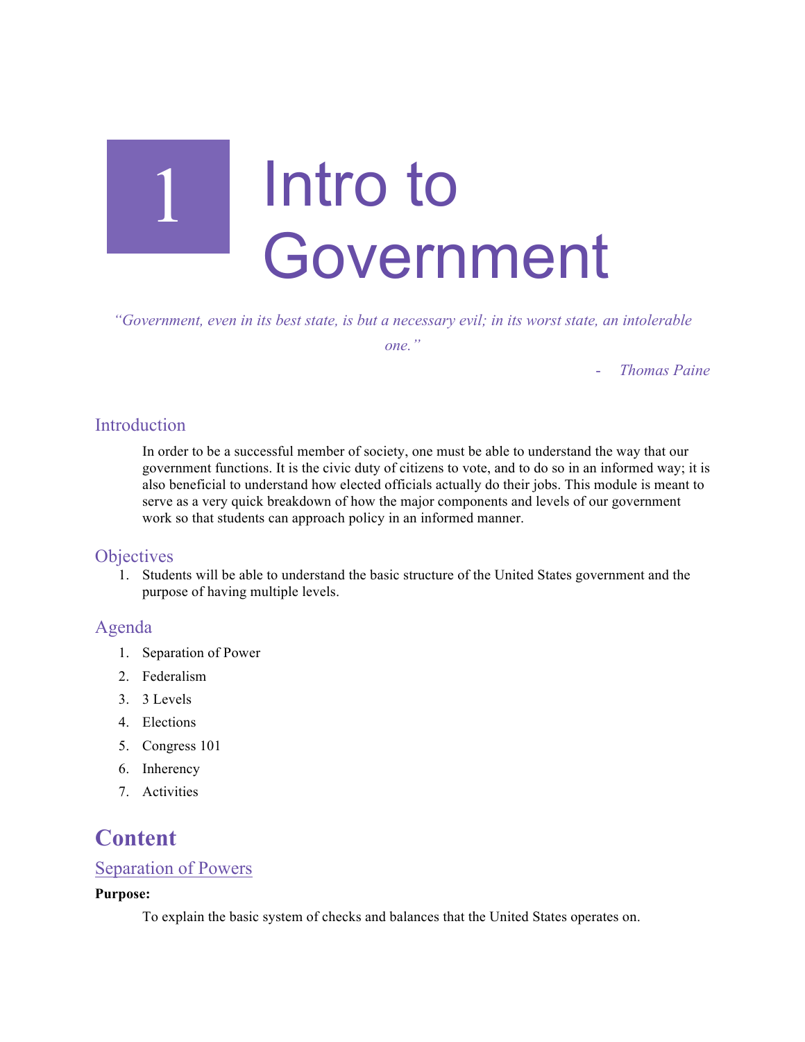# 1 Intro to Government

*"Government, even in its best state, is but a necessary evil; in its worst state, an intolerable one."*

*- Thomas Paine*

## Introduction

In order to be a successful member of society, one must be able to understand the way that our government functions. It is the civic duty of citizens to vote, and to do so in an informed way; it is also beneficial to understand how elected officials actually do their jobs. This module is meant to serve as a very quick breakdown of how the major components and levels of our government work so that students can approach policy in an informed manner.

## Objectives

1. Students will be able to understand the basic structure of the United States government and the purpose of having multiple levels.

## Agenda

1. Separation of Power
2. Federalism
3. 3 Levels
4. Elections
5. Congress 101
6. Inherency
7. Activities

# Content

## Separation of Powers

**Purpose:**

To explain the basic system of checks and balances that the United States operates on.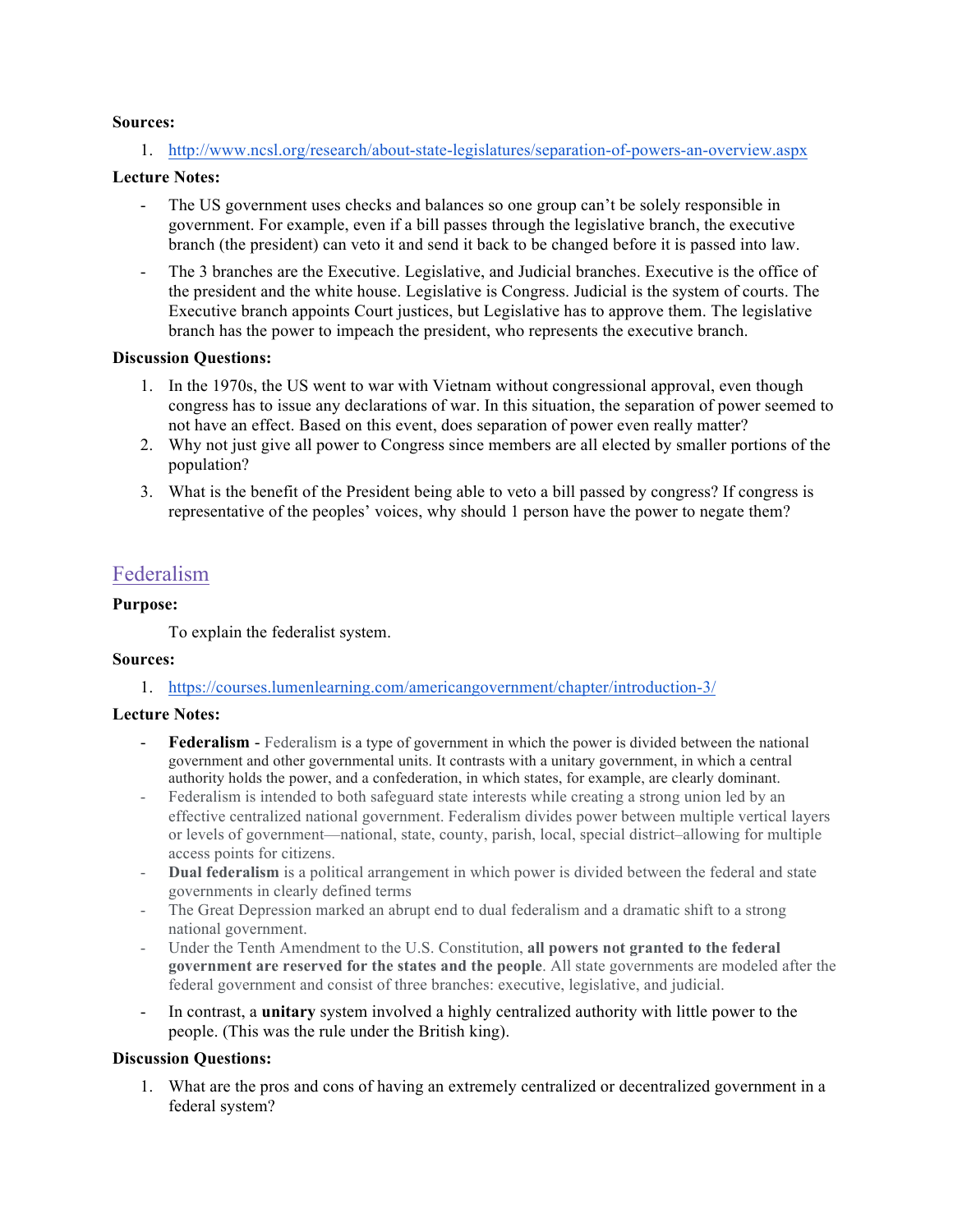**Sources:**

1. http://www.ncsl.org/research/about-state-legislatures/separation-of-powers-an-overview.aspx

**Lecture Notes:**

- The US government uses checks and balances so one group can't be solely responsible in government. For example, even if a bill passes through the legislative branch, the executive branch (the president) can veto it and send it back to be changed before it is passed into law.
- The 3 branches are the Executive. Legislative, and Judicial branches. Executive is the office of the president and the white house. Legislative is Congress. Judicial is the system of courts. The Executive branch appoints Court justices, but Legislative has to approve them. The legislative branch has the power to impeach the president, who represents the executive branch.

**Discussion Questions:**

1. In the 1970s, the US went to war with Vietnam without congressional approval, even though congress has to issue any declarations of war. In this situation, the separation of power seemed to not have an effect. Based on this event, does separation of power even really matter?
2. Why not just give all power to Congress since members are all elected by smaller portions of the population?
3. What is the benefit of the President being able to veto a bill passed by congress? If congress is representative of the peoples' voices, why should 1 person have the power to negate them?

## Federalism

**Purpose:**

To explain the federalist system.

**Sources:**

1. https://courses.lumenlearning.com/americangovernment/chapter/introduction-3/

**Lecture Notes:**

- **Federalism** - Federalism is a type of government in which the power is divided between the national government and other governmental units. It contrasts with a unitary government, in which a central authority holds the power, and a confederation, in which states, for example, are clearly dominant.
- Federalism is intended to both safeguard state interests while creating a strong union led by an effective centralized national government. Federalism divides power between multiple vertical layers or levels of government—national, state, county, parish, local, special district–allowing for multiple access points for citizens.
- **Dual federalism** is a political arrangement in which power is divided between the federal and state governments in clearly defined terms
- The Great Depression marked an abrupt end to dual federalism and a dramatic shift to a strong national government.
- Under the Tenth Amendment to the U.S. Constitution, **all powers not granted to the federal government are reserved for the states and the people**. All state governments are modeled after the federal government and consist of three branches: executive, legislative, and judicial.
- In contrast, a **unitary** system involved a highly centralized authority with little power to the people. (This was the rule under the British king).

**Discussion Questions:**

1. What are the pros and cons of having an extremely centralized or decentralized government in a federal system?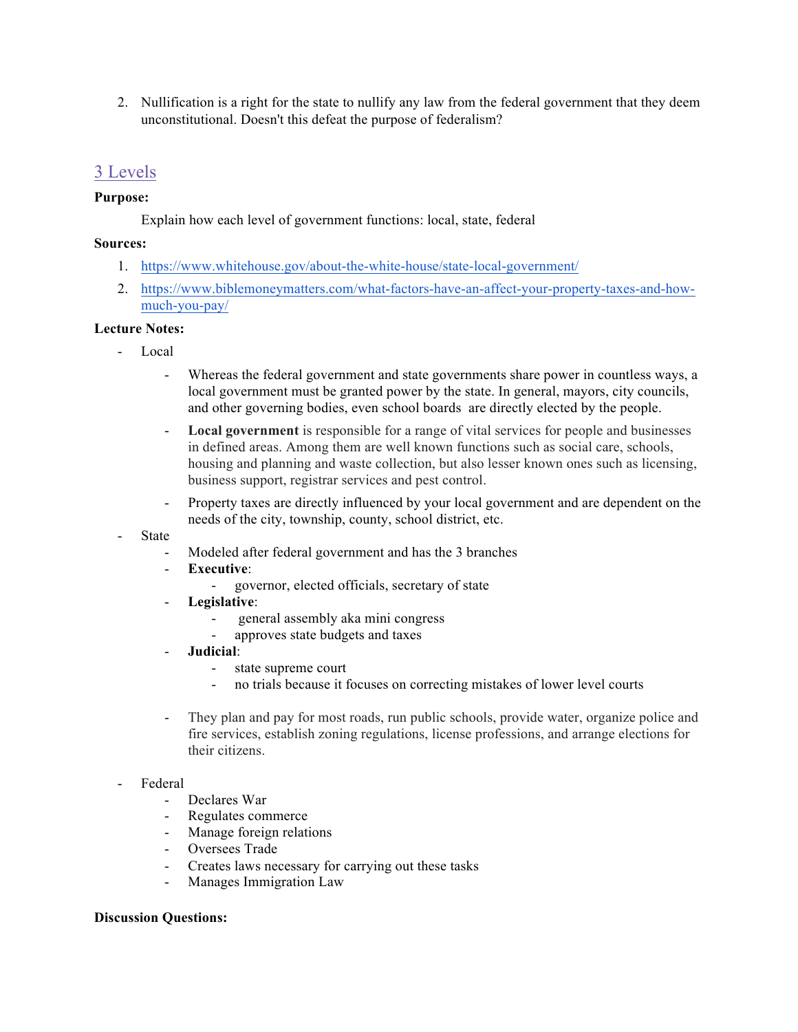2. Nullification is a right for the state to nullify any law from the federal government that they deem unconstitutional. Doesn't this defeat the purpose of federalism?

## 3 Levels

**Purpose:**

Explain how each level of government functions: local, state, federal

**Sources:**

1. https://www.whitehouse.gov/about-the-white-house/state-local-government/
2. https://www.biblemoneymatters.com/what-factors-have-an-affect-your-property-taxes-and-how-much-you-pay/

**Lecture Notes:**

- Local
    - Whereas the federal government and state governments share power in countless ways, a local government must be granted power by the state. In general, mayors, city councils, and other governing bodies, even school boards are directly elected by the people.
    - **Local government** is responsible for a range of vital services for people and businesses in defined areas. Among them are well known functions such as social care, schools, housing and planning and waste collection, but also lesser known ones such as licensing, business support, registrar services and pest control.
    - Property taxes are directly influenced by your local government and are dependent on the needs of the city, township, county, school district, etc.
- State
    - Modeled after federal government and has the 3 branches
    - **Executive**:
        - governor, elected officials, secretary of state
    - **Legislative**:
        - general assembly aka mini congress
        - approves state budgets and taxes
    - **Judicial**:
        - state supreme court
        - no trials because it focuses on correcting mistakes of lower level courts
    - They plan and pay for most roads, run public schools, provide water, organize police and fire services, establish zoning regulations, license professions, and arrange elections for their citizens.
- Federal
    - Declares War
    - Regulates commerce
    - Manage foreign relations
    - Oversees Trade
    - Creates laws necessary for carrying out these tasks
    - Manages Immigration Law

**Discussion Questions:**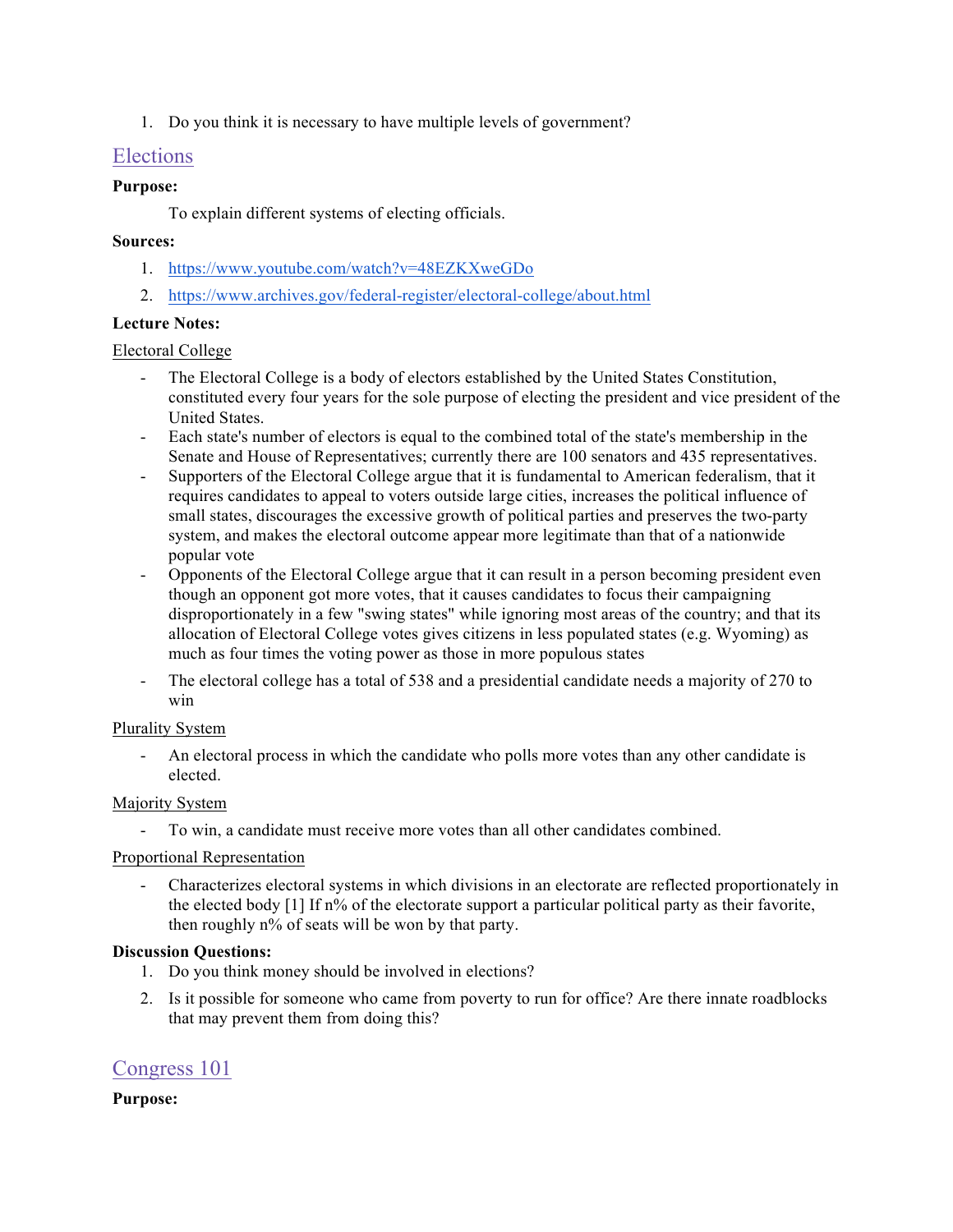1. Do you think it is necessary to have multiple levels of government?

## Elections

**Purpose:**

To explain different systems of electing officials.

**Sources:**

1. https://www.youtube.com/watch?v=48EZKXweGDo
2. https://www.archives.gov/federal-register/electoral-college/about.html

**Lecture Notes:**

Electoral College

- The Electoral College is a body of electors established by the United States Constitution, constituted every four years for the sole purpose of electing the president and vice president of the United States.
- Each state's number of electors is equal to the combined total of the state's membership in the Senate and House of Representatives; currently there are 100 senators and 435 representatives.
- Supporters of the Electoral College argue that it is fundamental to American federalism, that it requires candidates to appeal to voters outside large cities, increases the political influence of small states, discourages the excessive growth of political parties and preserves the two-party system, and makes the electoral outcome appear more legitimate than that of a nationwide popular vote
- Opponents of the Electoral College argue that it can result in a person becoming president even though an opponent got more votes, that it causes candidates to focus their campaigning disproportionately in a few "swing states" while ignoring most areas of the country; and that its allocation of Electoral College votes gives citizens in less populated states (e.g. Wyoming) as much as four times the voting power as those in more populous states
- The electoral college has a total of 538 and a presidential candidate needs a majority of 270 to win

Plurality System

- An electoral process in which the candidate who polls more votes than any other candidate is elected.

Majority System

- To win, a candidate must receive more votes than all other candidates combined.

Proportional Representation

- Characterizes electoral systems in which divisions in an electorate are reflected proportionately in the elected body [1] If n% of the electorate support a particular political party as their favorite, then roughly n% of seats will be won by that party.

**Discussion Questions:**

1. Do you think money should be involved in elections?
2. Is it possible for someone who came from poverty to run for office? Are there innate roadblocks that may prevent them from doing this?

## Congress 101

**Purpose:**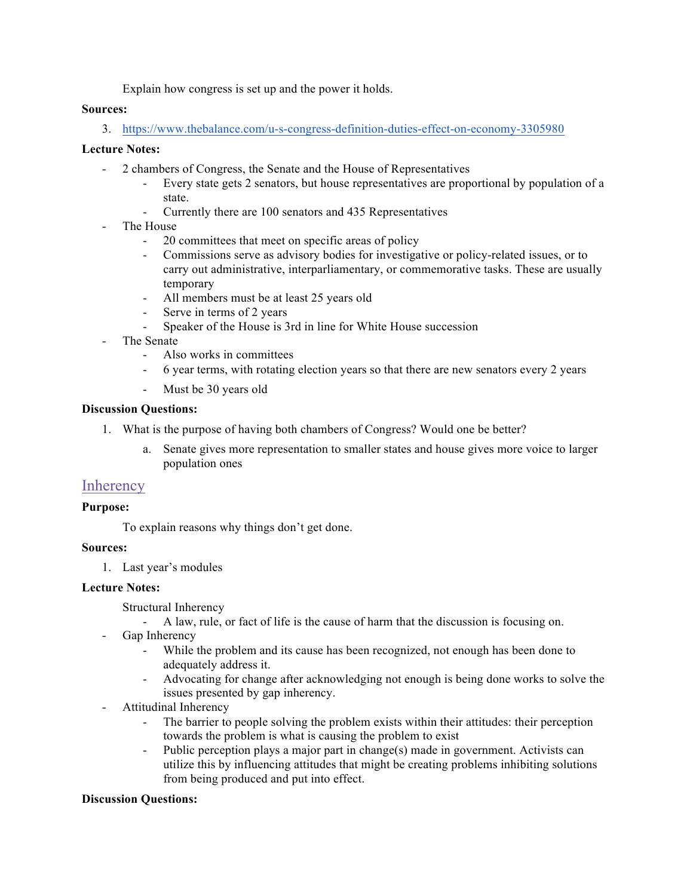Explain how congress is set up and the power it holds.

**Sources:**

3. https://www.thebalance.com/u-s-congress-definition-duties-effect-on-economy-3305980

**Lecture Notes:**

- 2 chambers of Congress, the Senate and the House of Representatives
    - Every state gets 2 senators, but house representatives are proportional by population of a state.
    - Currently there are 100 senators and 435 Representatives
- The House
    - 20 committees that meet on specific areas of policy
    - Commissions serve as advisory bodies for investigative or policy-related issues, or to carry out administrative, interparliamentary, or commemorative tasks. These are usually temporary
    - All members must be at least 25 years old
    - Serve in terms of 2 years
    - Speaker of the House is 3rd in line for White House succession
- The Senate
    - Also works in committees
    - 6 year terms, with rotating election years so that there are new senators every 2 years
    - Must be 30 years old

**Discussion Questions:**

1. What is the purpose of having both chambers of Congress? Would one be better?
    a. Senate gives more representation to smaller states and house gives more voice to larger population ones

## Inherency

**Purpose:**

To explain reasons why things don't get done.

**Sources:**

1. Last year's modules

**Lecture Notes:**

Structural Inherency
- A law, rule, or fact of life is the cause of harm that the discussion is focusing on.

- Gap Inherency
    - While the problem and its cause has been recognized, not enough has been done to adequately address it.
    - Advocating for change after acknowledging not enough is being done works to solve the issues presented by gap inherency.
- Attitudinal Inherency
    - The barrier to people solving the problem exists within their attitudes: their perception towards the problem is what is causing the problem to exist
    - Public perception plays a major part in change(s) made in government. Activists can utilize this by influencing attitudes that might be creating problems inhibiting solutions from being produced and put into effect.

**Discussion Questions:**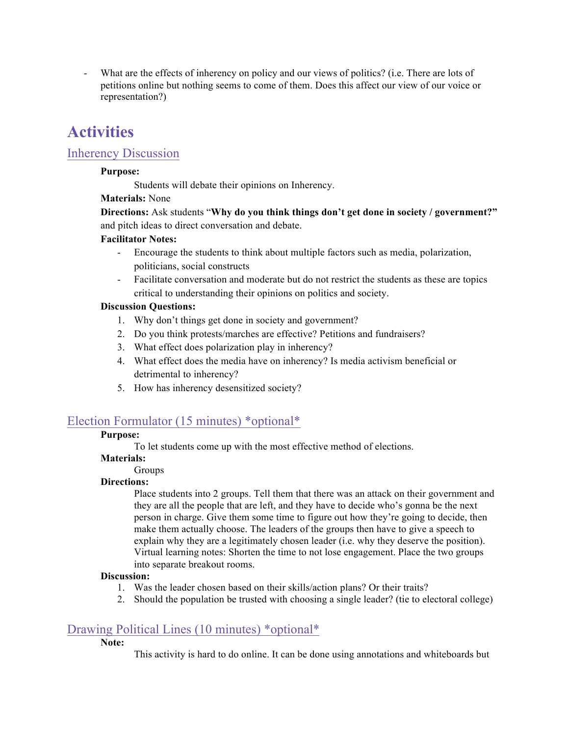- What are the effects of inherency on policy and our views of politics? (i.e. There are lots of petitions online but nothing seems to come of them. Does this affect our view of our voice or representation?)

# Activities

## Inherency Discussion

**Purpose:**

Students will debate their opinions on Inherency.

**Materials:** None

**Directions:** Ask students "**Why do you think things don't get done in society / government?"** and pitch ideas to direct conversation and debate.

**Facilitator Notes:**

- Encourage the students to think about multiple factors such as media, polarization, politicians, social constructs
- Facilitate conversation and moderate but do not restrict the students as these are topics critical to understanding their opinions on politics and society.

**Discussion Questions:**

1. Why don't things get done in society and government?
2. Do you think protests/marches are effective? Petitions and fundraisers?
3. What effect does polarization play in inherency?
4. What effect does the media have on inherency? Is media activism beneficial or detrimental to inherency?
5. How has inherency desensitized society?

## Election Formulator (15 minutes) *optional*

**Purpose:**

To let students come up with the most effective method of elections.

**Materials:**

Groups

**Directions:**

Place students into 2 groups. Tell them that there was an attack on their government and they are all the people that are left, and they have to decide who's gonna be the next person in charge. Give them some time to figure out how they're going to decide, then make them actually choose. The leaders of the groups then have to give a speech to explain why they are a legitimately chosen leader (i.e. why they deserve the position). Virtual learning notes: Shorten the time to not lose engagement. Place the two groups into separate breakout rooms.

**Discussion:**

1. Was the leader chosen based on their skills/action plans? Or their traits?
2. Should the population be trusted with choosing a single leader? (tie to electoral college)

## Drawing Political Lines (10 minutes) *optional*

**Note:**

This activity is hard to do online. It can be done using annotations and whiteboards but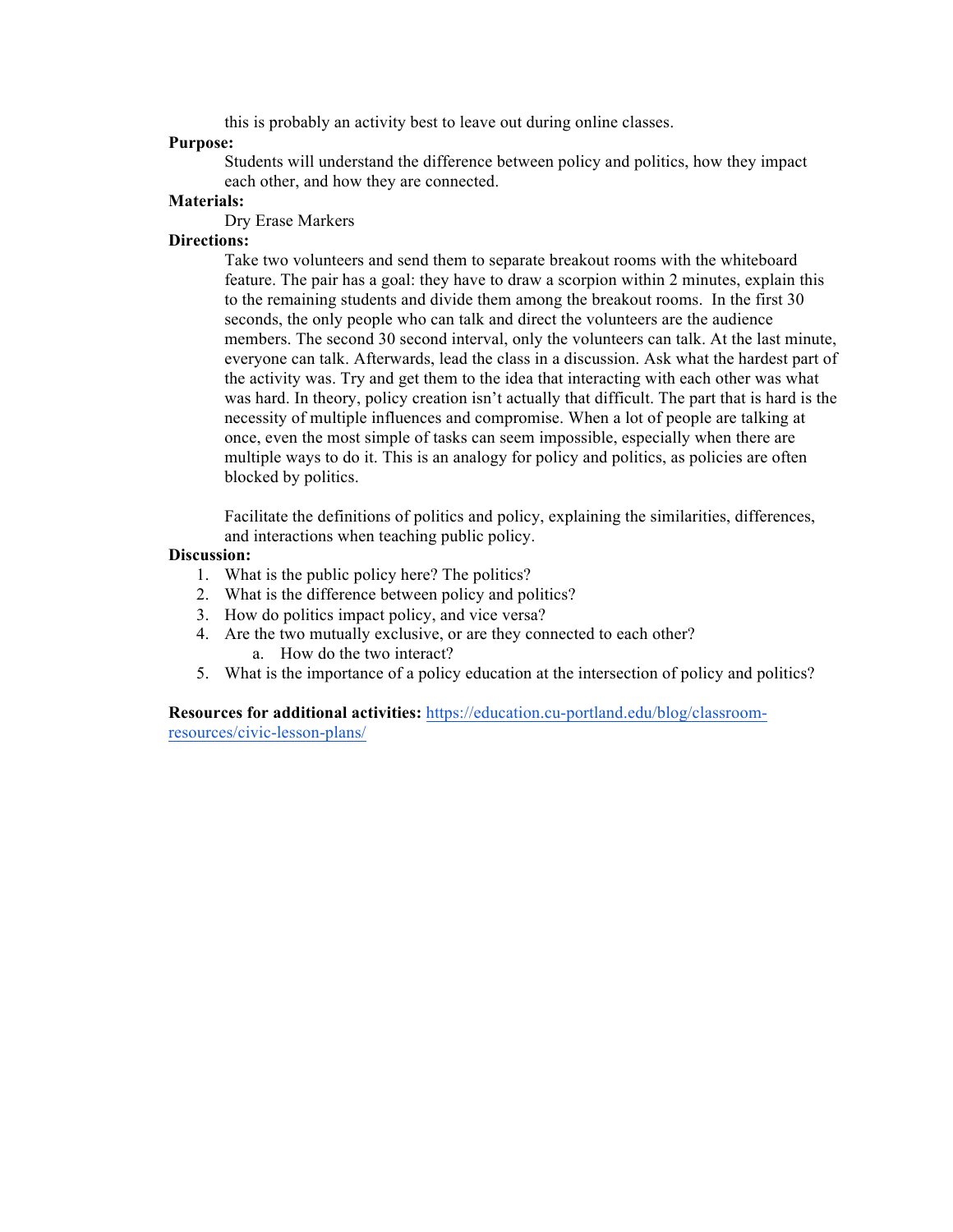this is probably an activity best to leave out during online classes.

**Purpose:**

Students will understand the difference between policy and politics, how they impact each other, and how they are connected.

**Materials:**

Dry Erase Markers

**Directions:**

Take two volunteers and send them to separate breakout rooms with the whiteboard feature. The pair has a goal: they have to draw a scorpion within 2 minutes, explain this to the remaining students and divide them among the breakout rooms. In the first 30 seconds, the only people who can talk and direct the volunteers are the audience members. The second 30 second interval, only the volunteers can talk. At the last minute, everyone can talk. Afterwards, lead the class in a discussion. Ask what the hardest part of the activity was. Try and get them to the idea that interacting with each other was what was hard. In theory, policy creation isn't actually that difficult. The part that is hard is the necessity of multiple influences and compromise. When a lot of people are talking at once, even the most simple of tasks can seem impossible, especially when there are multiple ways to do it. This is an analogy for policy and politics, as policies are often blocked by politics.

Facilitate the definitions of politics and policy, explaining the similarities, differences, and interactions when teaching public policy.

**Discussion:**

1. What is the public policy here? The politics?
2. What is the difference between policy and politics?
3. How do politics impact policy, and vice versa?
4. Are the two mutually exclusive, or are they connected to each other?
    a. How do the two interact?
5. What is the importance of a policy education at the intersection of policy and politics?

**Resources for additional activities:** [https://education.cu-portland.edu/blog/classroom-resources/civic-lesson-plans/](https://education.cu-portland.edu/blog/classroom-resources/civic-lesson-plans/)